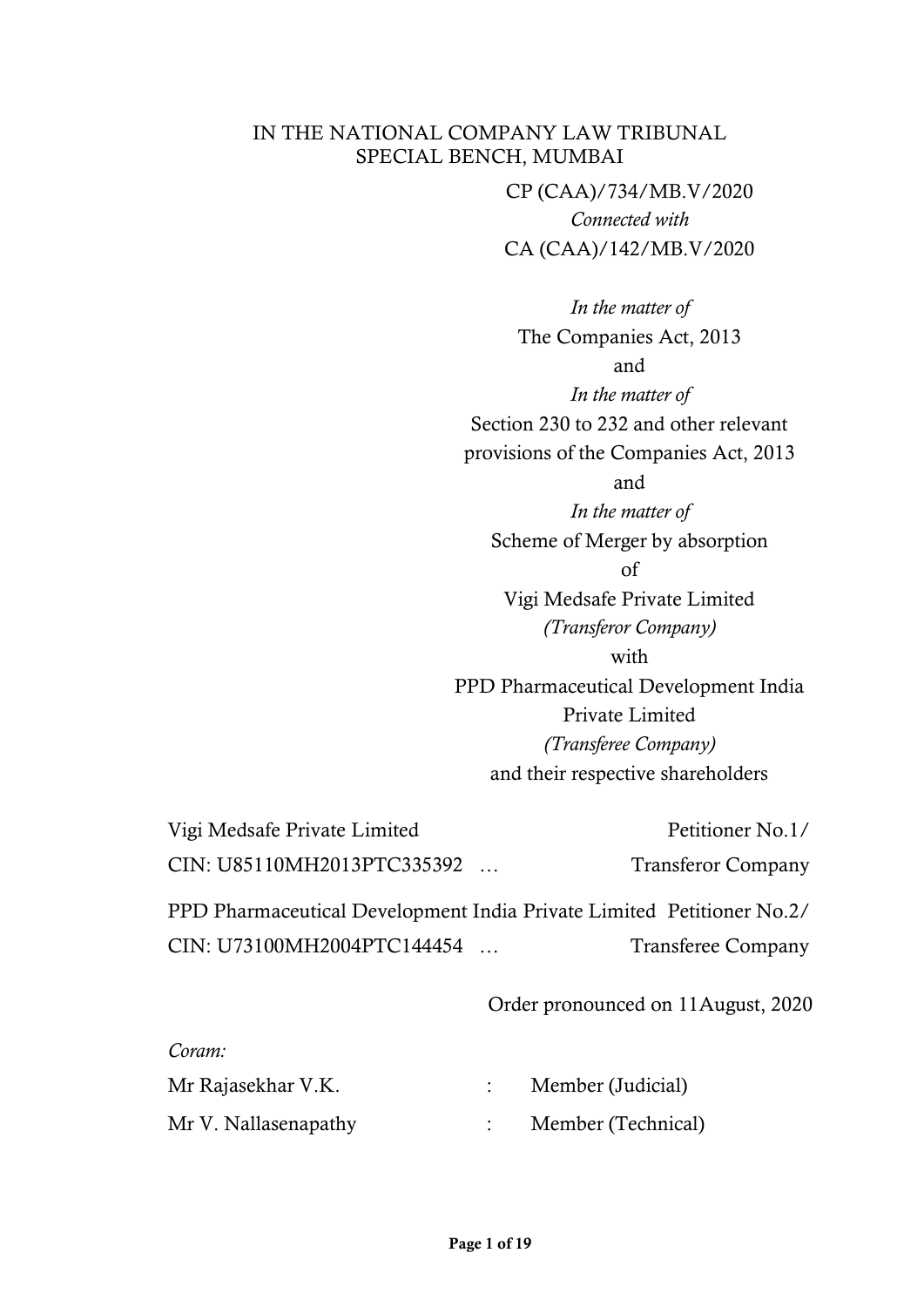# IN THE NATIONAL COMPANY LAW TRIBUNAL
## SPECIAL BENCH, MUMBAI

CP (CAA)/734/MB.V/2020

*Connected with*

CA (CAA)/142/MB.V/2020

*In the matter of*

The Companies Act, 2013

and

*In the matter of*

Section 230 to 232 and other relevant provisions of the Companies Act, 2013

and

*In the matter of*

Scheme of Merger by absorption

of

Vigi Medsafe Private Limited

*(Transferor Company)*

with

PPD Pharmaceutical Development India Private Limited

*(Transferee Company)*

and their respective shareholders

Vigi Medsafe Private Limited — Petitioner No.1/
CIN: U85110MH2013PTC335392 … Transferor Company

PPD Pharmaceutical Development India Private Limited — Petitioner No.2/
CIN: U73100MH2004PTC144454 … Transferee Company

Order pronounced on 11August, 2020

*Coram:*

Mr Rajasekhar V.K. : Member (Judicial)

Mr V. Nallasenapathy : Member (Technical)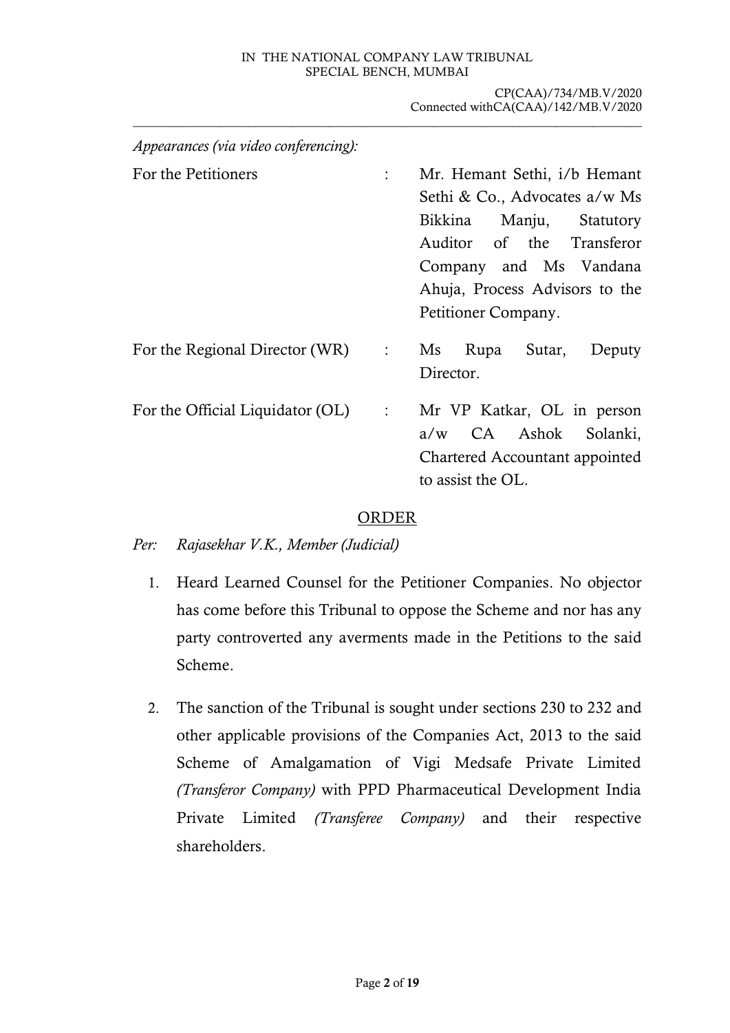*Appearances (via video conferencing):*

| | | |
|---|---|---|
| For the Petitioners | : | Mr. Hemant Sethi, i/b Hemant Sethi & Co., Advocates a/w Ms Bikkina Manju, Statutory Auditor of the Transferor Company and Ms Vandana Ahuja, Process Advisors to the Petitioner Company. |
| For the Regional Director (WR) | : | Ms Rupa Sutar, Deputy Director. |
| For the Official Liquidator (OL) | : | Mr VP Katkar, OL in person a/w CA Ashok Solanki, Chartered Accountant appointed to assist the OL. |

## ORDER

*Per: Rajasekhar V.K., Member (Judicial)*

1. Heard Learned Counsel for the Petitioner Companies. No objector has come before this Tribunal to oppose the Scheme and nor has any party controverted any averments made in the Petitions to the said Scheme.

2. The sanction of the Tribunal is sought under sections 230 to 232 and other applicable provisions of the Companies Act, 2013 to the said Scheme of Amalgamation of Vigi Medsafe Private Limited *(Transferor Company)* with PPD Pharmaceutical Development India Private Limited *(Transferee Company)* and their respective shareholders.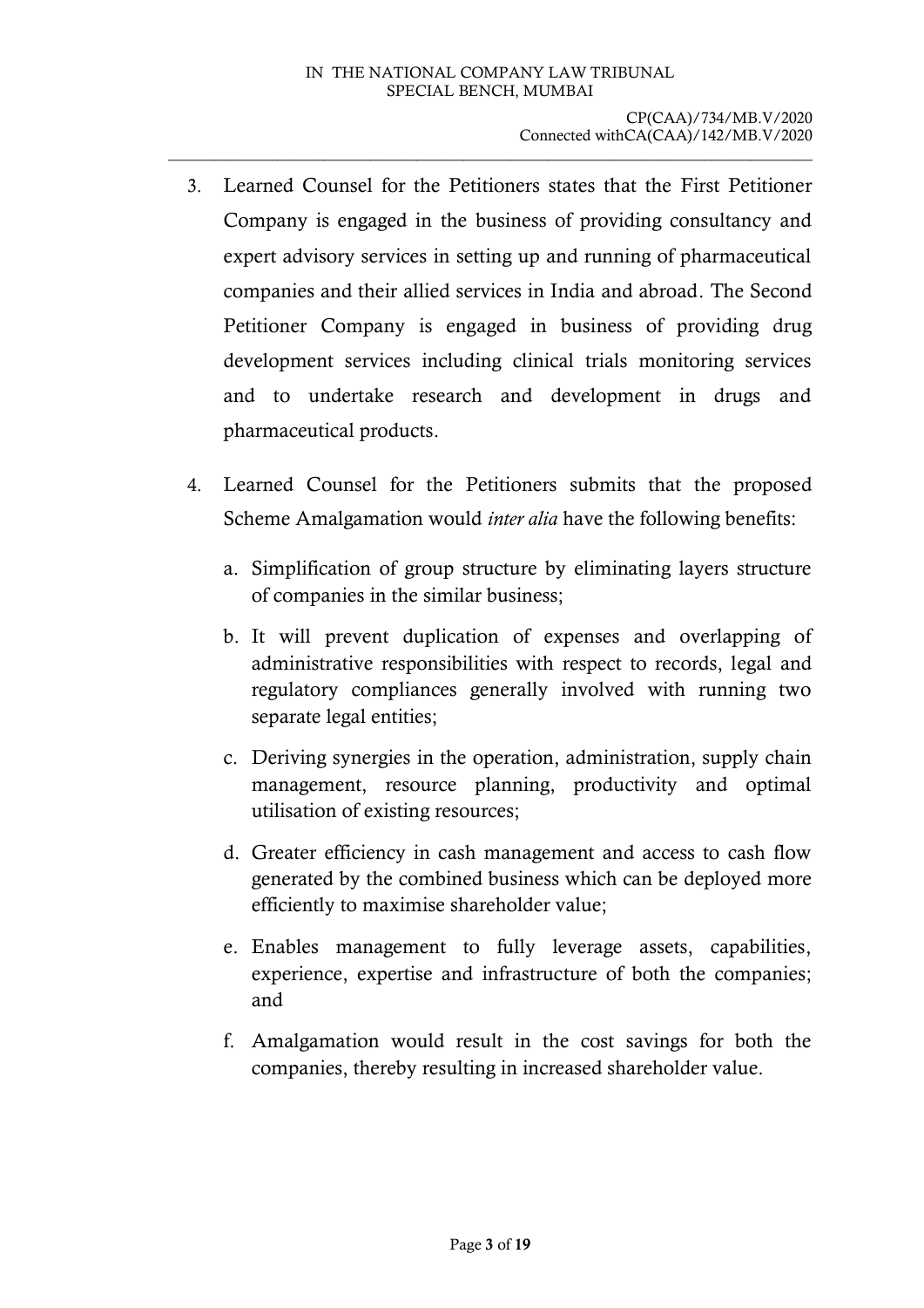3. Learned Counsel for the Petitioners states that the First Petitioner Company is engaged in the business of providing consultancy and expert advisory services in setting up and running of pharmaceutical companies and their allied services in India and abroad. The Second Petitioner Company is engaged in business of providing drug development services including clinical trials monitoring services and to undertake research and development in drugs and pharmaceutical products.

4. Learned Counsel for the Petitioners submits that the proposed Scheme Amalgamation would *inter alia* have the following benefits:

   a. Simplification of group structure by eliminating layers structure of companies in the similar business;

   b. It will prevent duplication of expenses and overlapping of administrative responsibilities with respect to records, legal and regulatory compliances generally involved with running two separate legal entities;

   c. Deriving synergies in the operation, administration, supply chain management, resource planning, productivity and optimal utilisation of existing resources;

   d. Greater efficiency in cash management and access to cash flow generated by the combined business which can be deployed more efficiently to maximise shareholder value;

   e. Enables management to fully leverage assets, capabilities, experience, expertise and infrastructure of both the companies; and

   f. Amalgamation would result in the cost savings for both the companies, thereby resulting in increased shareholder value.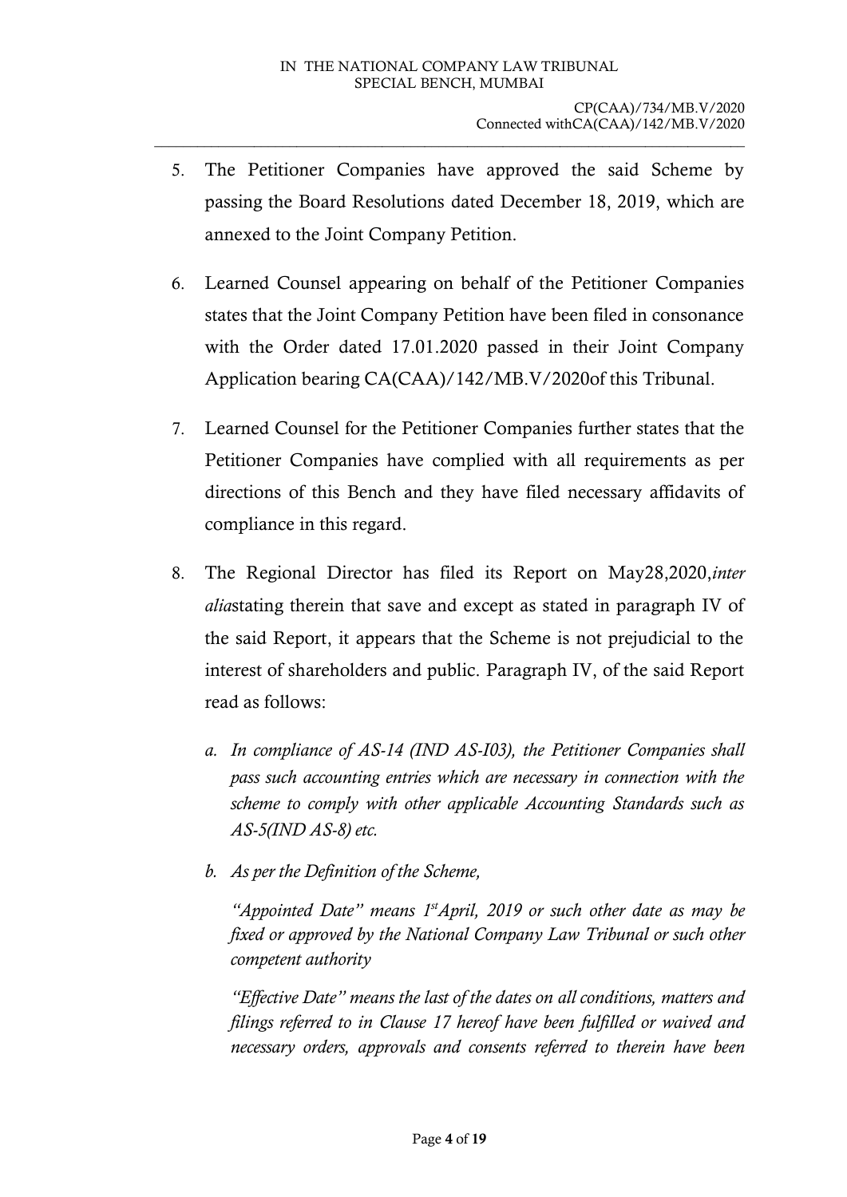5. The Petitioner Companies have approved the said Scheme by passing the Board Resolutions dated December 18, 2019, which are annexed to the Joint Company Petition.

6. Learned Counsel appearing on behalf of the Petitioner Companies states that the Joint Company Petition have been filed in consonance with the Order dated 17.01.2020 passed in their Joint Company Application bearing CA(CAA)/142/MB.V/2020of this Tribunal.

7. Learned Counsel for the Petitioner Companies further states that the Petitioner Companies have complied with all requirements as per directions of this Bench and they have filed necessary affidavits of compliance in this regard.

8. The Regional Director has filed its Report on May28,2020,*inter alia*stating therein that save and except as stated in paragraph IV of the said Report, it appears that the Scheme is not prejudicial to the interest of shareholders and public. Paragraph IV, of the said Report read as follows:

   a. *In compliance of AS-14 (IND AS-I03), the Petitioner Companies shall pass such accounting entries which are necessary in connection with the scheme to comply with other applicable Accounting Standards such as AS-5(IND AS-8) etc.*

   b. *As per the Definition of the Scheme,*

      *"Appointed Date" means 1st April, 2019 or such other date as may be fixed or approved by the National Company Law Tribunal or such other competent authority*

      *"Effective Date" means the last of the dates on all conditions, matters and filings referred to in Clause 17 hereof have been fulfilled or waived and necessary orders, approvals and consents referred to therein have been*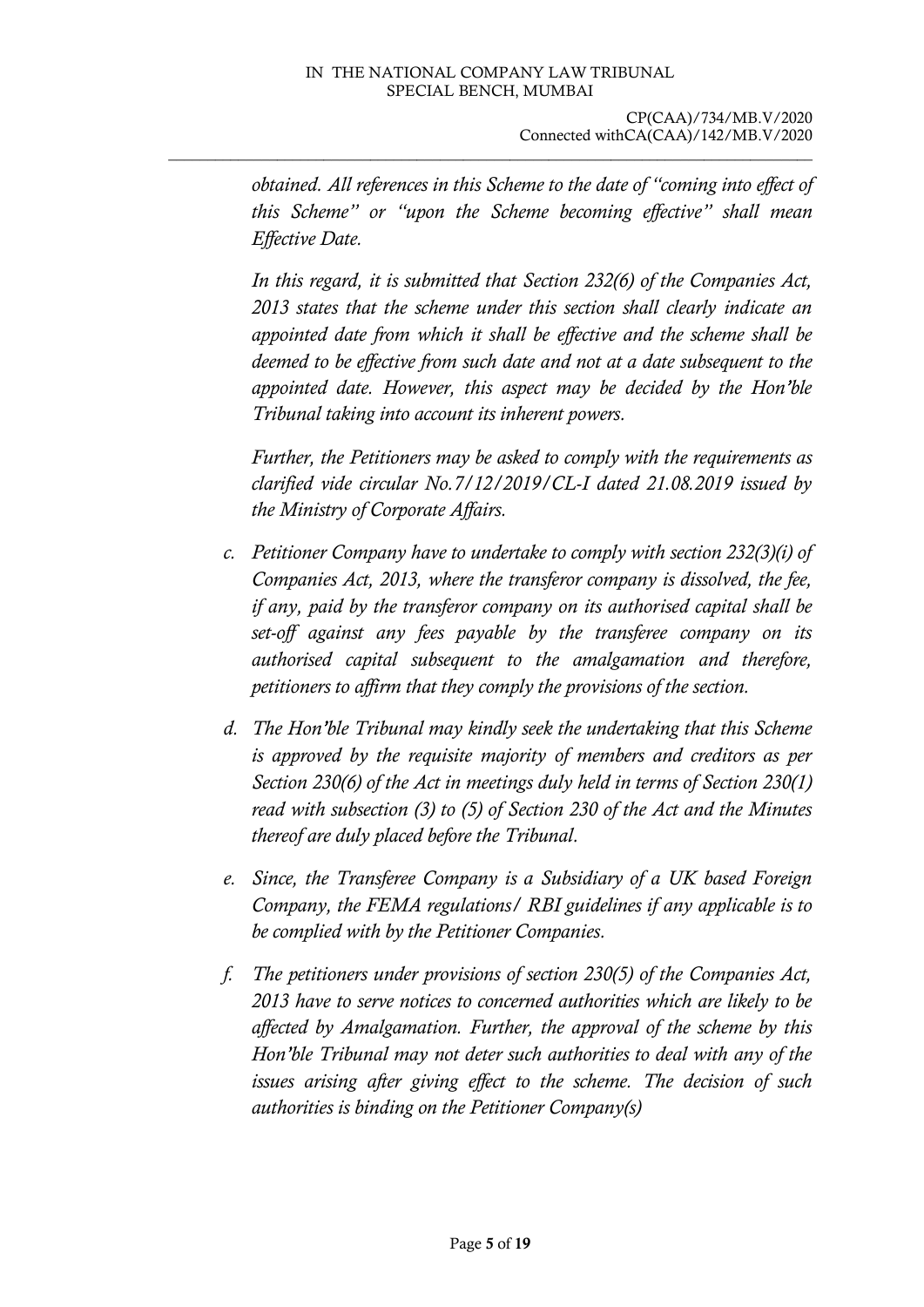*obtained. All references in this Scheme to the date of "coming into effect of this Scheme" or "upon the Scheme becoming effective" shall mean Effective Date.*

*In this regard, it is submitted that Section 232(6) of the Companies Act, 2013 states that the scheme under this section shall clearly indicate an appointed date from which it shall be effective and the scheme shall be deemed to be effective from such date and not at a date subsequent to the appointed date. However, this aspect may be decided by the Hon'ble Tribunal taking into account its inherent powers.*

*Further, the Petitioners may be asked to comply with the requirements as clarified vide circular No.7/12/2019/CL-I dated 21.08.2019 issued by the Ministry of Corporate Affairs.*

c. *Petitioner Company have to undertake to comply with section 232(3)(i) of Companies Act, 2013, where the transferor company is dissolved, the fee, if any, paid by the transferor company on its authorised capital shall be set-off against any fees payable by the transferee company on its authorised capital subsequent to the amalgamation and therefore, petitioners to affirm that they comply the provisions of the section.*

d. *The Hon'ble Tribunal may kindly seek the undertaking that this Scheme is approved by the requisite majority of members and creditors as per Section 230(6) of the Act in meetings duly held in terms of Section 230(1) read with subsection (3) to (5) of Section 230 of the Act and the Minutes thereof are duly placed before the Tribunal.*

e. *Since, the Transferee Company is a Subsidiary of a UK based Foreign Company, the FEMA regulations/ RBI guidelines if any applicable is to be complied with by the Petitioner Companies.*

f. *The petitioners under provisions of section 230(5) of the Companies Act, 2013 have to serve notices to concerned authorities which are likely to be affected by Amalgamation. Further, the approval of the scheme by this Hon'ble Tribunal may not deter such authorities to deal with any of the issues arising after giving effect to the scheme. The decision of such authorities is binding on the Petitioner Company(s)*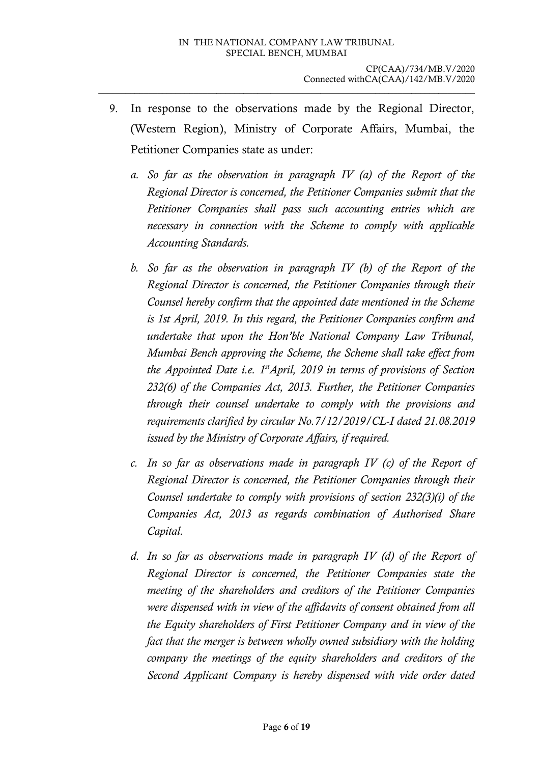9. In response to the observations made by the Regional Director, (Western Region), Ministry of Corporate Affairs, Mumbai, the Petitioner Companies state as under:

   a. *So far as the observation in paragraph IV (a) of the Report of the Regional Director is concerned, the Petitioner Companies submit that the Petitioner Companies shall pass such accounting entries which are necessary in connection with the Scheme to comply with applicable Accounting Standards.*

   b. *So far as the observation in paragraph IV (b) of the Report of the Regional Director is concerned, the Petitioner Companies through their Counsel hereby confirm that the appointed date mentioned in the Scheme is 1st April, 2019. In this regard, the Petitioner Companies confirm and undertake that upon the Hon'ble National Company Law Tribunal, Mumbai Bench approving the Scheme, the Scheme shall take effect from the Appointed Date i.e. 1st April, 2019 in terms of provisions of Section 232(6) of the Companies Act, 2013. Further, the Petitioner Companies through their counsel undertake to comply with the provisions and requirements clarified by circular No.7/12/2019/CL-I dated 21.08.2019 issued by the Ministry of Corporate Affairs, if required.*

   c. *In so far as observations made in paragraph IV (c) of the Report of Regional Director is concerned, the Petitioner Companies through their Counsel undertake to comply with provisions of section 232(3)(i) of the Companies Act, 2013 as regards combination of Authorised Share Capital.*

   d. *In so far as observations made in paragraph IV (d) of the Report of Regional Director is concerned, the Petitioner Companies state the meeting of the shareholders and creditors of the Petitioner Companies were dispensed with in view of the affidavits of consent obtained from all the Equity shareholders of First Petitioner Company and in view of the fact that the merger is between wholly owned subsidiary with the holding company the meetings of the equity shareholders and creditors of the Second Applicant Company is hereby dispensed with vide order dated*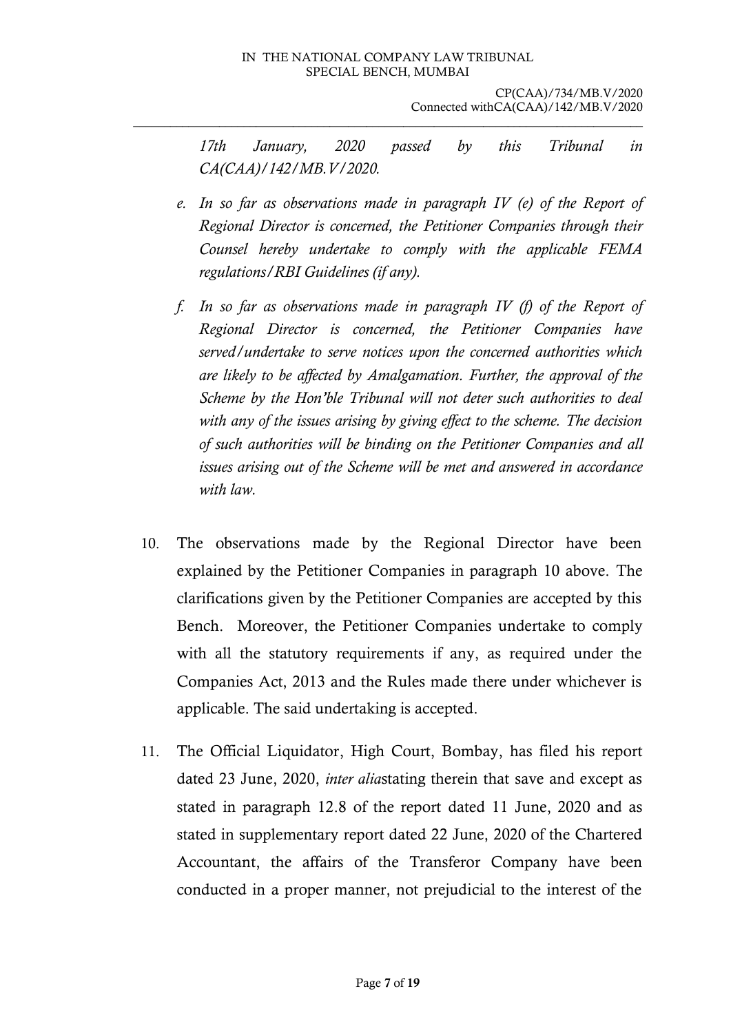*17th January, 2020 passed by this Tribunal in CA(CAA)/142/MB.V/2020.*

*e. In so far as observations made in paragraph IV (e) of the Report of Regional Director is concerned, the Petitioner Companies through their Counsel hereby undertake to comply with the applicable FEMA regulations/RBI Guidelines (if any).*

*f. In so far as observations made in paragraph IV (f) of the Report of Regional Director is concerned, the Petitioner Companies have served/undertake to serve notices upon the concerned authorities which are likely to be affected by Amalgamation. Further, the approval of the Scheme by the Hon'ble Tribunal will not deter such authorities to deal with any of the issues arising by giving effect to the scheme. The decision of such authorities will be binding on the Petitioner Companies and all issues arising out of the Scheme will be met and answered in accordance with law.*

10. The observations made by the Regional Director have been explained by the Petitioner Companies in paragraph 10 above. The clarifications given by the Petitioner Companies are accepted by this Bench. Moreover, the Petitioner Companies undertake to comply with all the statutory requirements if any, as required under the Companies Act, 2013 and the Rules made there under whichever is applicable. The said undertaking is accepted.

11. The Official Liquidator, High Court, Bombay, has filed his report dated 23 June, 2020, *inter alia*stating therein that save and except as stated in paragraph 12.8 of the report dated 11 June, 2020 and as stated in supplementary report dated 22 June, 2020 of the Chartered Accountant, the affairs of the Transferor Company have been conducted in a proper manner, not prejudicial to the interest of the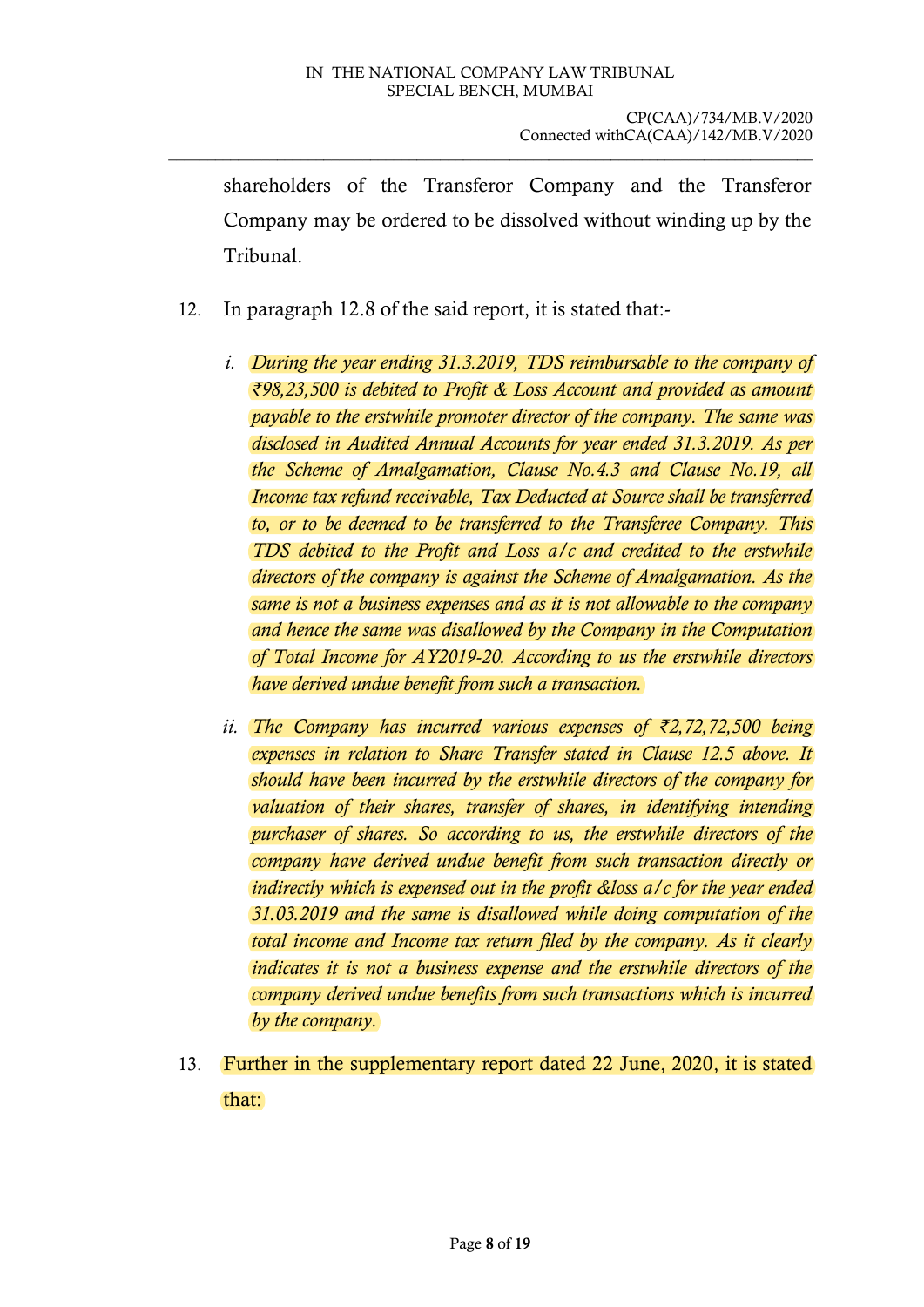shareholders of the Transferor Company and the Transferor Company may be ordered to be dissolved without winding up by the Tribunal.

12. In paragraph 12.8 of the said report, it is stated that:-

    *i. During the year ending 31.3.2019, TDS reimbursable to the company of ₹98,23,500 is debited to Profit & Loss Account and provided as amount payable to the erstwhile promoter director of the company. The same was disclosed in Audited Annual Accounts for year ended 31.3.2019. As per the Scheme of Amalgamation, Clause No.4.3 and Clause No.19, all Income tax refund receivable, Tax Deducted at Source shall be transferred to, or to be deemed to be transferred to the Transferee Company. This TDS debited to the Profit and Loss a/c and credited to the erstwhile directors of the company is against the Scheme of Amalgamation. As the same is not a business expenses and as it is not allowable to the company and hence the same was disallowed by the Company in the Computation of Total Income for AY2019-20. According to us the erstwhile directors have derived undue benefit from such a transaction.*

    *ii. The Company has incurred various expenses of ₹2,72,72,500 being expenses in relation to Share Transfer stated in Clause 12.5 above. It should have been incurred by the erstwhile directors of the company for valuation of their shares, transfer of shares, in identifying intending purchaser of shares. So according to us, the erstwhile directors of the company have derived undue benefit from such transaction directly or indirectly which is expensed out in the profit &loss a/c for the year ended 31.03.2019 and the same is disallowed while doing computation of the total income and Income tax return filed by the company. As it clearly indicates it is not a business expense and the erstwhile directors of the company derived undue benefits from such transactions which is incurred by the company.*

13. Further in the supplementary report dated 22 June, 2020, it is stated that: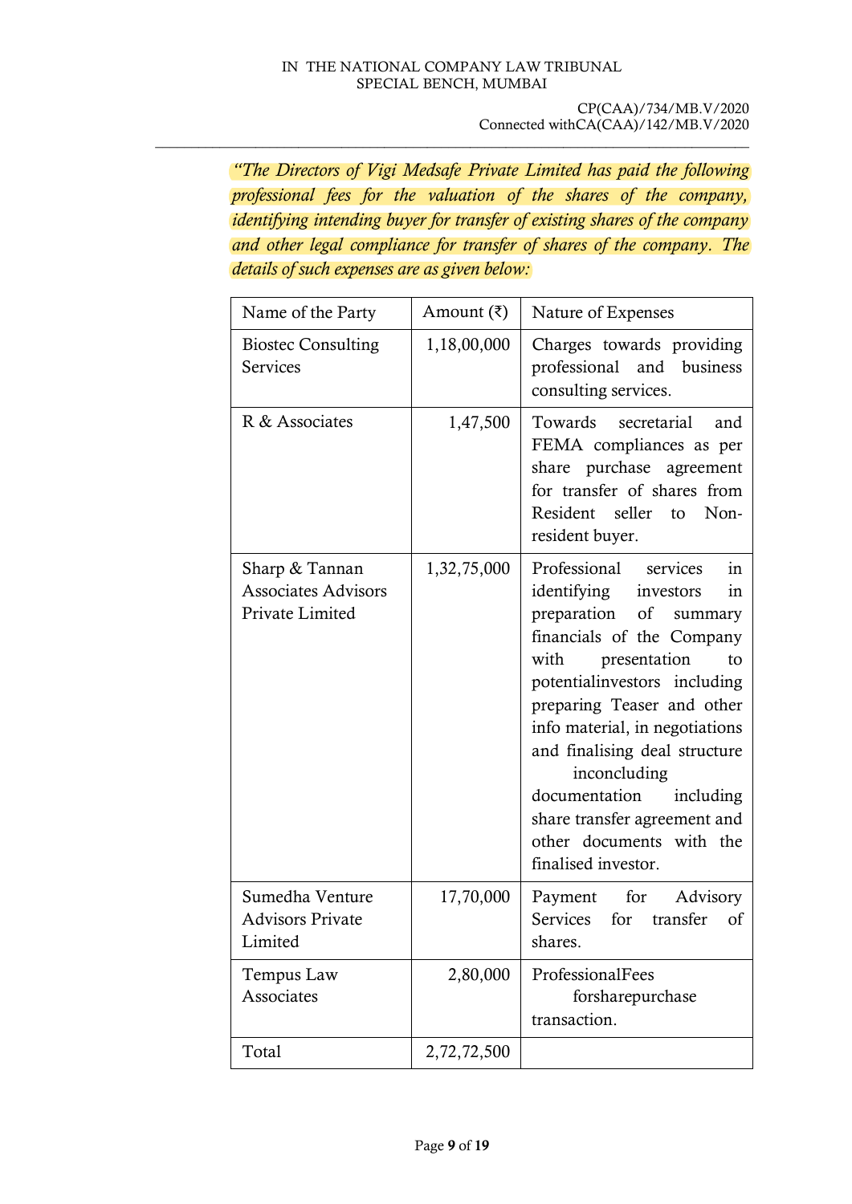*"The Directors of Vigi Medsafe Private Limited has paid the following professional fees for the valuation of the shares of the company, identifying intending buyer for transfer of existing shares of the company and other legal compliance for transfer of shares of the company. The details of such expenses are as given below:*

| Name of the Party | Amount (₹) | Nature of Expenses |
|---|---|---|
| Biostec Consulting Services | 1,18,00,000 | Charges towards providing professional and business consulting services. |
| R & Associates | 1,47,500 | Towards secretarial and FEMA compliances as per share purchase agreement for transfer of shares from Resident seller to Non-resident buyer. |
| Sharp & Tannan Associates Advisors Private Limited | 1,32,75,000 | Professional services in identifying investors in preparation of summary financials of the Company with presentation to potentialinvestors including preparing Teaser and other info material, in negotiations and finalising deal structure inconcluding documentation including share transfer agreement and other documents with the finalised investor. |
| Sumedha Venture Advisors Private Limited | 17,70,000 | Payment for Advisory Services for transfer of shares. |
| Tempus Law Associates | 2,80,000 | ProfessionalFees forsharepurchase transaction. |
| Total | 2,72,72,500 | |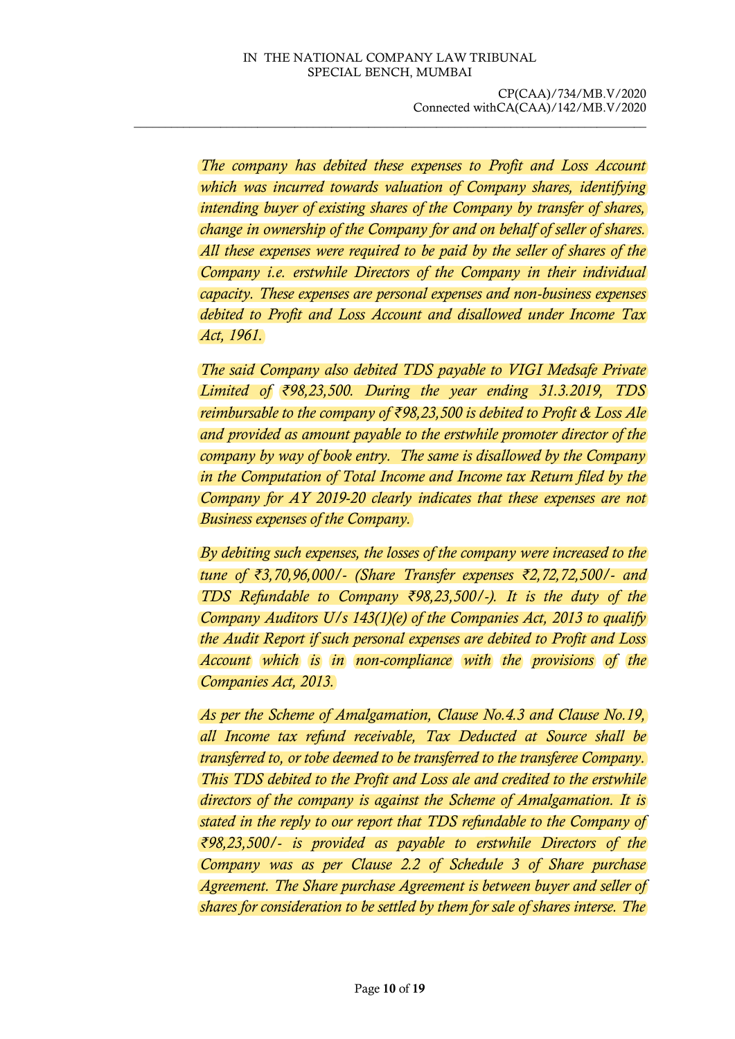*The company has debited these expenses to Profit and Loss Account which was incurred towards valuation of Company shares, identifying intending buyer of existing shares of the Company by transfer of shares, change in ownership of the Company for and on behalf of seller of shares. All these expenses were required to be paid by the seller of shares of the Company i.e. erstwhile Directors of the Company in their individual capacity. These expenses are personal expenses and non-business expenses debited to Profit and Loss Account and disallowed under Income Tax Act, 1961.*

*The said Company also debited TDS payable to VIGI Medsafe Private Limited of ₹98,23,500. During the year ending 31.3.2019, TDS reimbursable to the company of ₹98,23,500 is debited to Profit & Loss Ale and provided as amount payable to the erstwhile promoter director of the company by way of book entry. The same is disallowed by the Company in the Computation of Total Income and Income tax Return filed by the Company for AY 2019-20 clearly indicates that these expenses are not Business expenses of the Company.*

*By debiting such expenses, the losses of the company were increased to the tune of ₹3,70,96,000/- (Share Transfer expenses ₹2,72,72,500/- and TDS Refundable to Company ₹98,23,500/-). It is the duty of the Company Auditors U/s 143(1)(e) of the Companies Act, 2013 to qualify the Audit Report if such personal expenses are debited to Profit and Loss Account which is in non-compliance with the provisions of the Companies Act, 2013.*

*As per the Scheme of Amalgamation, Clause No.4.3 and Clause No.19, all Income tax refund receivable, Tax Deducted at Source shall be transferred to, or tobe deemed to be transferred to the transferee Company. This TDS debited to the Profit and Loss ale and credited to the erstwhile directors of the company is against the Scheme of Amalgamation. It is stated in the reply to our report that TDS refundable to the Company of ₹98,23,500/- is provided as payable to erstwhile Directors of the Company was as per Clause 2.2 of Schedule 3 of Share purchase Agreement. The Share purchase Agreement is between buyer and seller of shares for consideration to be settled by them for sale of shares interse. The*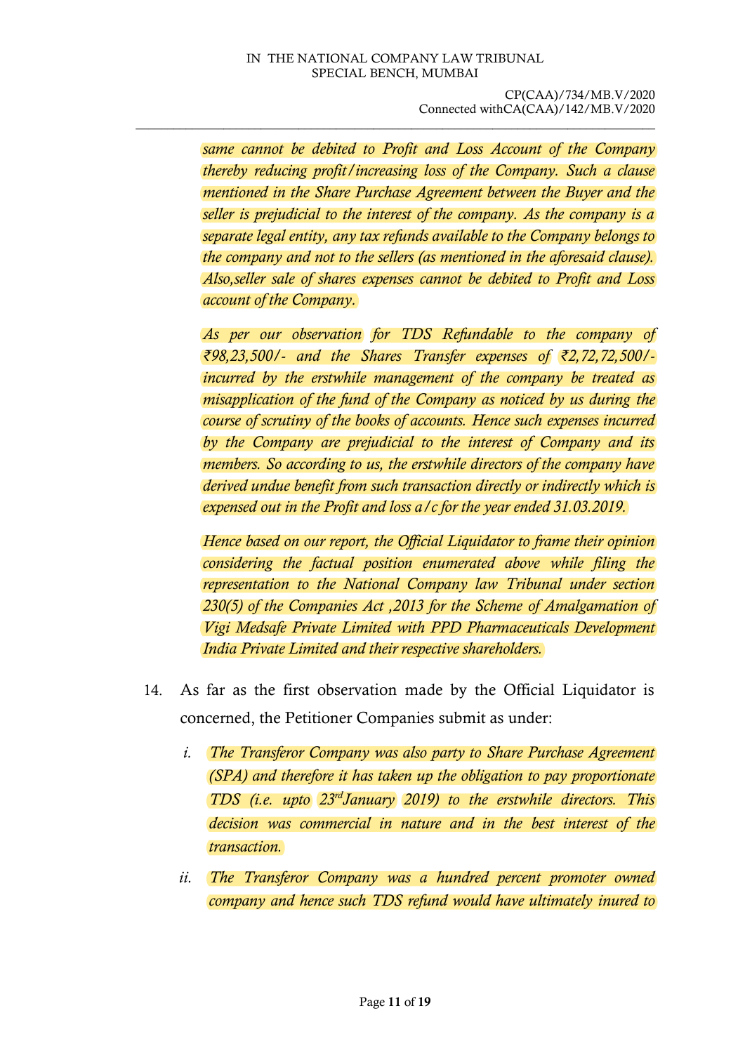*same cannot be debited to Profit and Loss Account of the Company thereby reducing profit/increasing loss of the Company. Such a clause mentioned in the Share Purchase Agreement between the Buyer and the seller is prejudicial to the interest of the company. As the company is a separate legal entity, any tax refunds available to the Company belongs to the company and not to the sellers (as mentioned in the aforesaid clause). Also,seller sale of shares expenses cannot be debited to Profit and Loss account of the Company.*

*As per our observation for TDS Refundable to the company of ₹98,23,500/- and the Shares Transfer expenses of ₹2,72,72,500/- incurred by the erstwhile management of the company be treated as misapplication of the fund of the Company as noticed by us during the course of scrutiny of the books of accounts. Hence such expenses incurred by the Company are prejudicial to the interest of Company and its members. So according to us, the erstwhile directors of the company have derived undue benefit from such transaction directly or indirectly which is expensed out in the Profit and loss a/c for the year ended 31.03.2019.*

*Hence based on our report, the Official Liquidator to frame their opinion considering the factual position enumerated above while filing the representation to the National Company law Tribunal under section 230(5) of the Companies Act ,2013 for the Scheme of Amalgamation of Vigi Medsafe Private Limited with PPD Pharmaceuticals Development India Private Limited and their respective shareholders.*

14. As far as the first observation made by the Official Liquidator is concerned, the Petitioner Companies submit as under:

    *i. The Transferor Company was also party to Share Purchase Agreement (SPA) and therefore it has taken up the obligation to pay proportionate TDS (i.e. upto 23rd January 2019) to the erstwhile directors. This decision was commercial in nature and in the best interest of the transaction.*

    *ii. The Transferor Company was a hundred percent promoter owned company and hence such TDS refund would have ultimately inured to*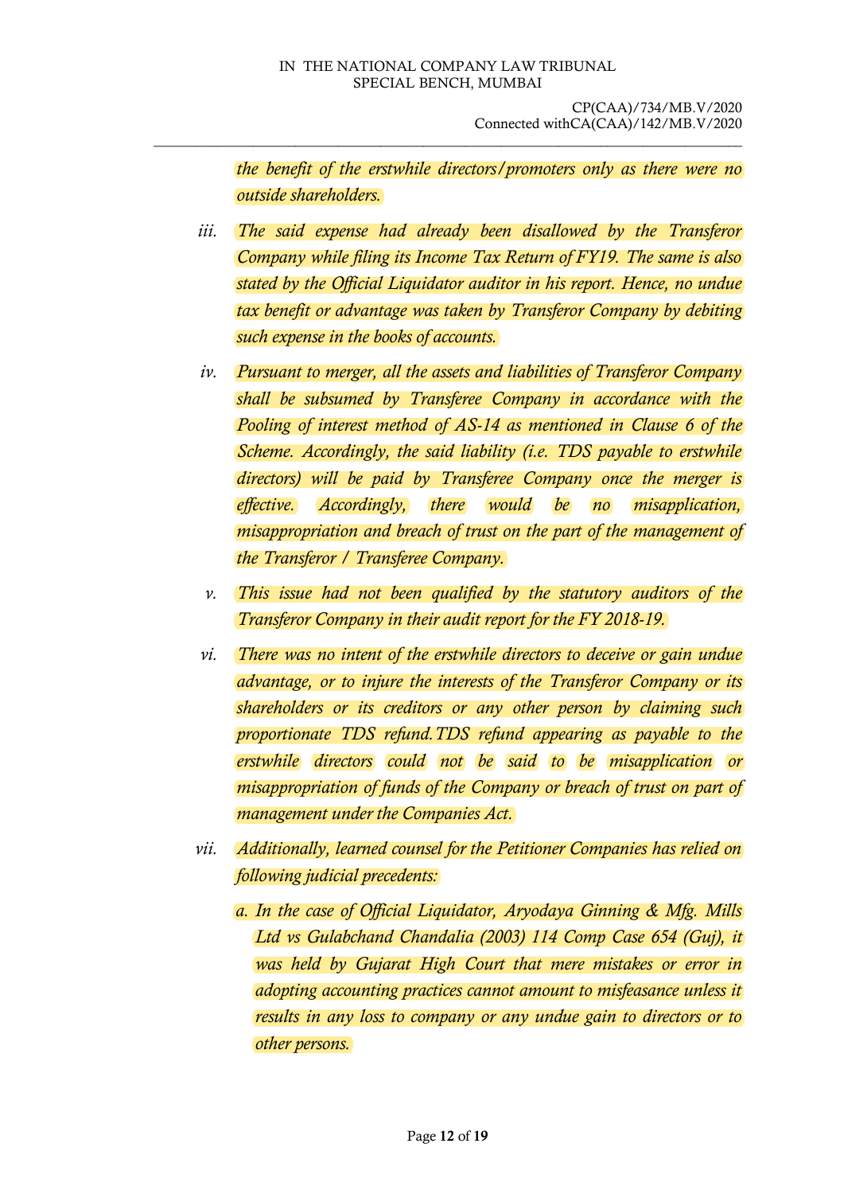*the benefit of the erstwhile directors/promoters only as there were no outside shareholders.*

iii. *The said expense had already been disallowed by the Transferor Company while filing its Income Tax Return of FY19. The same is also stated by the Official Liquidator auditor in his report. Hence, no undue tax benefit or advantage was taken by Transferor Company by debiting such expense in the books of accounts.*

iv. *Pursuant to merger, all the assets and liabilities of Transferor Company shall be subsumed by Transferee Company in accordance with the Pooling of interest method of AS-14 as mentioned in Clause 6 of the Scheme. Accordingly, the said liability (i.e. TDS payable to erstwhile directors) will be paid by Transferee Company once the merger is effective. Accordingly, there would be no misapplication, misappropriation and breach of trust on the part of the management of the Transferor / Transferee Company.*

v. *This issue had not been qualified by the statutory auditors of the Transferor Company in their audit report for the FY 2018-19.*

vi. *There was no intent of the erstwhile directors to deceive or gain undue advantage, or to injure the interests of the Transferor Company or its shareholders or its creditors or any other person by claiming such proportionate TDS refund.TDS refund appearing as payable to the erstwhile directors could not be said to be misapplication or misappropriation of funds of the Company or breach of trust on part of management under the Companies Act.*

vii. *Additionally, learned counsel for the Petitioner Companies has relied on following judicial precedents:*

   a. *In the case of Official Liquidator, Aryodaya Ginning & Mfg. Mills Ltd vs Gulabchand Chandalia (2003) 114 Comp Case 654 (Guj), it was held by Gujarat High Court that mere mistakes or error in adopting accounting practices cannot amount to misfeasance unless it results in any loss to company or any undue gain to directors or to other persons.*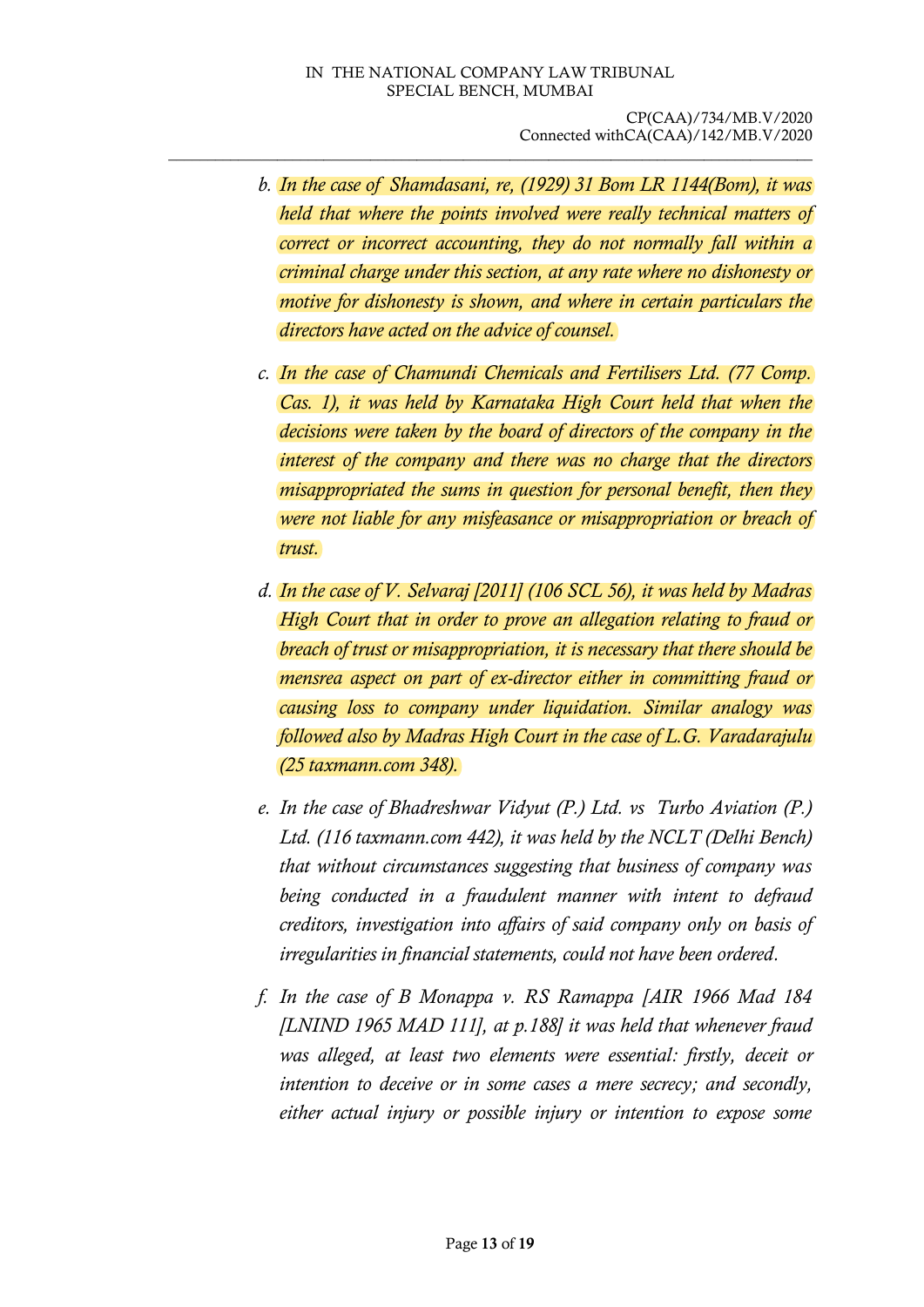- b. *In the case of Shamdasani, re, (1929) 31 Bom LR 1144(Bom), it was held that where the points involved were really technical matters of correct or incorrect accounting, they do not normally fall within a criminal charge under this section, at any rate where no dishonesty or motive for dishonesty is shown, and where in certain particulars the directors have acted on the advice of counsel.*

- c. *In the case of Chamundi Chemicals and Fertilisers Ltd. (77 Comp. Cas. 1), it was held by Karnataka High Court held that when the decisions were taken by the board of directors of the company in the interest of the company and there was no charge that the directors misappropriated the sums in question for personal benefit, then they were not liable for any misfeasance or misappropriation or breach of trust.*

- d. *In the case of V. Selvaraj [2011] (106 SCL 56), it was held by Madras High Court that in order to prove an allegation relating to fraud or breach of trust or misappropriation, it is necessary that there should be mensrea aspect on part of ex-director either in committing fraud or causing loss to company under liquidation. Similar analogy was followed also by Madras High Court in the case of L.G. Varadarajulu (25 taxmann.com 348).*

- e. *In the case of Bhadreshwar Vidyut (P.) Ltd. vs Turbo Aviation (P.) Ltd. (116 taxmann.com 442), it was held by the NCLT (Delhi Bench) that without circumstances suggesting that business of company was being conducted in a fraudulent manner with intent to defraud creditors, investigation into affairs of said company only on basis of irregularities in financial statements, could not have been ordered.*

- f. *In the case of B Monappa v. RS Ramappa [AIR 1966 Mad 184 [LNIND 1965 MAD 111], at p.188] it was held that whenever fraud was alleged, at least two elements were essential: firstly, deceit or intention to deceive or in some cases a mere secrecy; and secondly, either actual injury or possible injury or intention to expose some*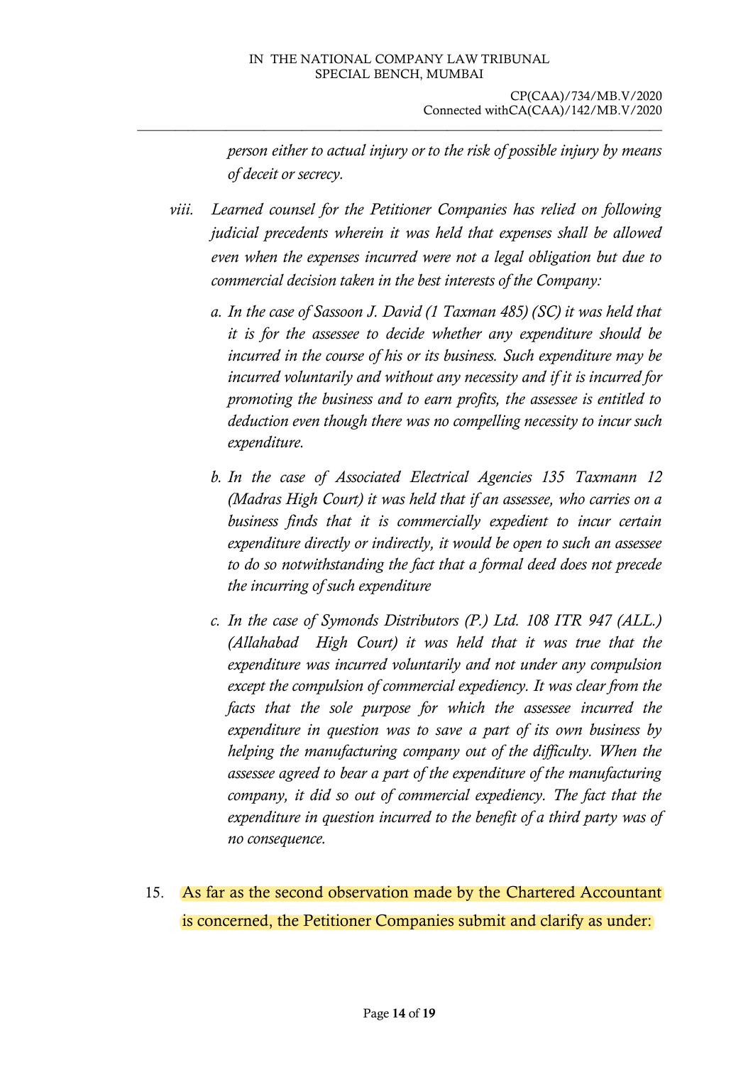*person either to actual injury or to the risk of possible injury by means of deceit or secrecy.*

viii. *Learned counsel for the Petitioner Companies has relied on following judicial precedents wherein it was held that expenses shall be allowed even when the expenses incurred were not a legal obligation but due to commercial decision taken in the best interests of the Company:*

   a. *In the case of Sassoon J. David (1 Taxman 485) (SC) it was held that it is for the assessee to decide whether any expenditure should be incurred in the course of his or its business. Such expenditure may be incurred voluntarily and without any necessity and if it is incurred for promoting the business and to earn profits, the assessee is entitled to deduction even though there was no compelling necessity to incur such expenditure.*

   b. *In the case of Associated Electrical Agencies 135 Taxmann 12 (Madras High Court) it was held that if an assessee, who carries on a business finds that it is commercially expedient to incur certain expenditure directly or indirectly, it would be open to such an assessee to do so notwithstanding the fact that a formal deed does not precede the incurring of such expenditure*

   c. *In the case of Symonds Distributors (P.) Ltd. 108 ITR 947 (ALL.) (Allahabad High Court) it was held that it was true that the expenditure was incurred voluntarily and not under any compulsion except the compulsion of commercial expediency. It was clear from the facts that the sole purpose for which the assessee incurred the expenditure in question was to save a part of its own business by helping the manufacturing company out of the difficulty. When the assessee agreed to bear a part of the expenditure of the manufacturing company, it did so out of commercial expediency. The fact that the expenditure in question incurred to the benefit of a third party was of no consequence.*

15. As far as the second observation made by the Chartered Accountant is concerned, the Petitioner Companies submit and clarify as under: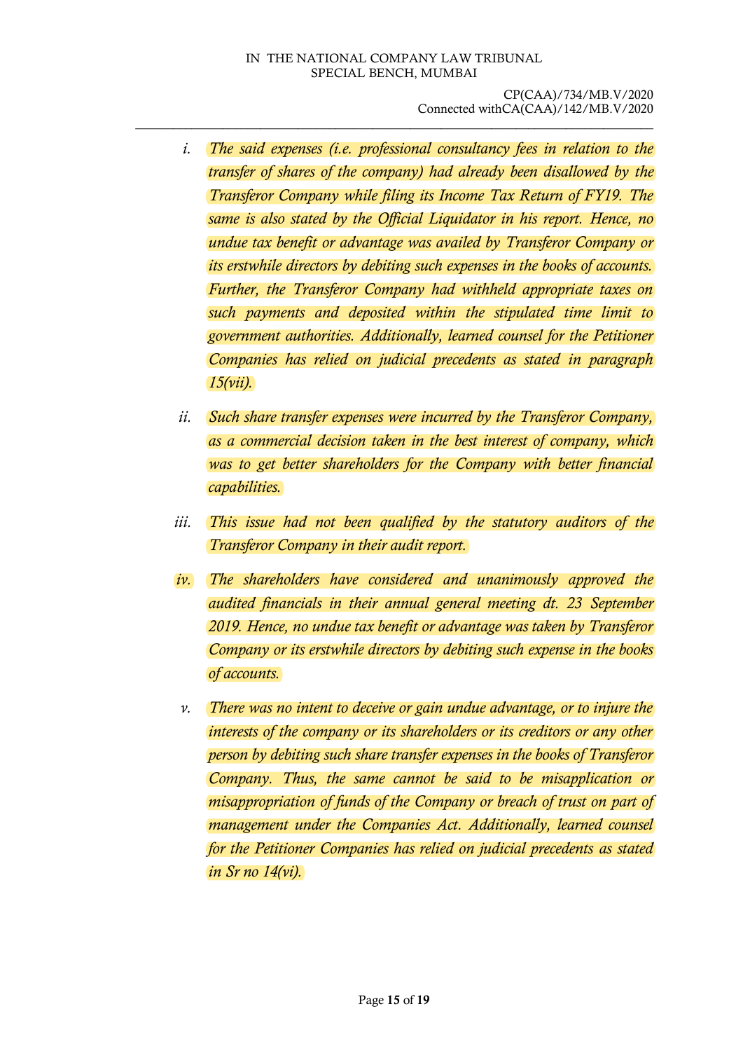i. *The said expenses (i.e. professional consultancy fees in relation to the transfer of shares of the company) had already been disallowed by the Transferor Company while filing its Income Tax Return of FY19. The same is also stated by the Official Liquidator in his report. Hence, no undue tax benefit or advantage was availed by Transferor Company or its erstwhile directors by debiting such expenses in the books of accounts. Further, the Transferor Company had withheld appropriate taxes on such payments and deposited within the stipulated time limit to government authorities. Additionally, learned counsel for the Petitioner Companies has relied on judicial precedents as stated in paragraph 15(vii).*

ii. *Such share transfer expenses were incurred by the Transferor Company, as a commercial decision taken in the best interest of company, which was to get better shareholders for the Company with better financial capabilities.*

iii. *This issue had not been qualified by the statutory auditors of the Transferor Company in their audit report.*

iv. *The shareholders have considered and unanimously approved the audited financials in their annual general meeting dt. 23 September 2019. Hence, no undue tax benefit or advantage was taken by Transferor Company or its erstwhile directors by debiting such expense in the books of accounts.*

v. *There was no intent to deceive or gain undue advantage, or to injure the interests of the company or its shareholders or its creditors or any other person by debiting such share transfer expenses in the books of Transferor Company. Thus, the same cannot be said to be misapplication or misappropriation of funds of the Company or breach of trust on part of management under the Companies Act. Additionally, learned counsel for the Petitioner Companies has relied on judicial precedents as stated in Sr no 14(vi).*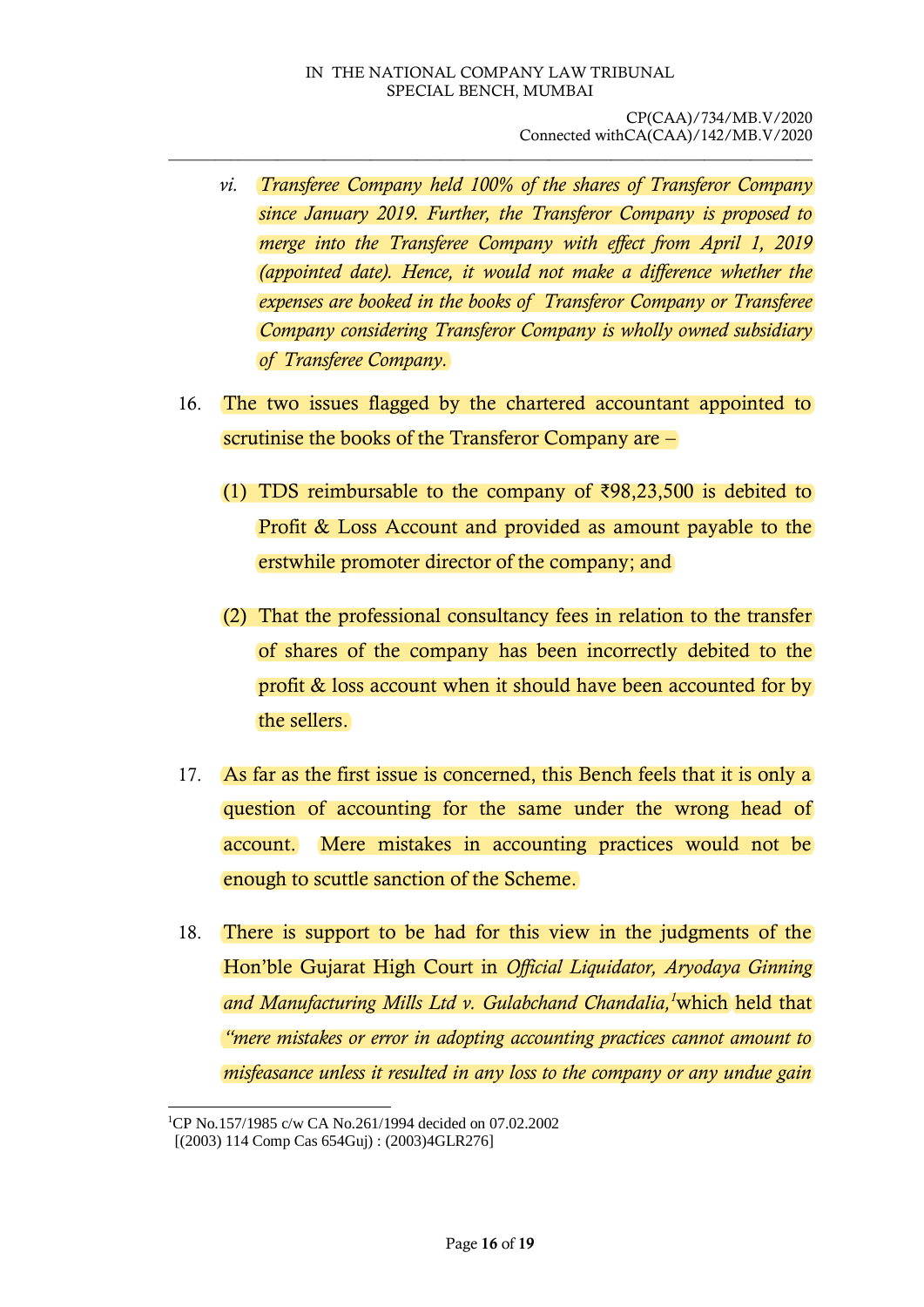vi. *Transferee Company held 100% of the shares of Transferor Company since January 2019. Further, the Transferor Company is proposed to merge into the Transferee Company with effect from April 1, 2019 (appointed date). Hence, it would not make a difference whether the expenses are booked in the books of Transferor Company or Transferee Company considering Transferor Company is wholly owned subsidiary of Transferee Company.*

16. The two issues flagged by the chartered accountant appointed to scrutinise the books of the Transferor Company are –

   (1) TDS reimbursable to the company of ₹98,23,500 is debited to Profit & Loss Account and provided as amount payable to the erstwhile promoter director of the company; and

   (2) That the professional consultancy fees in relation to the transfer of shares of the company has been incorrectly debited to the profit & loss account when it should have been accounted for by the sellers.

17. As far as the first issue is concerned, this Bench feels that it is only a question of accounting for the same under the wrong head of account. Mere mistakes in accounting practices would not be enough to scuttle sanction of the Scheme.

18. There is support to be had for this view in the judgments of the Hon'ble Gujarat High Court in *Official Liquidator, Aryodaya Ginning and Manufacturing Mills Ltd v. Gulabchand Chandalia,*[1] which held that *"mere mistakes or error in adopting accounting practices cannot amount to misfeasance unless it resulted in any loss to the company or any undue gain*

---

[1] CP No.157/1985 c/w CA No.261/1994 decided on 07.02.2002 [(2003) 114 Comp Cas 654Guj) : (2003)4GLR276]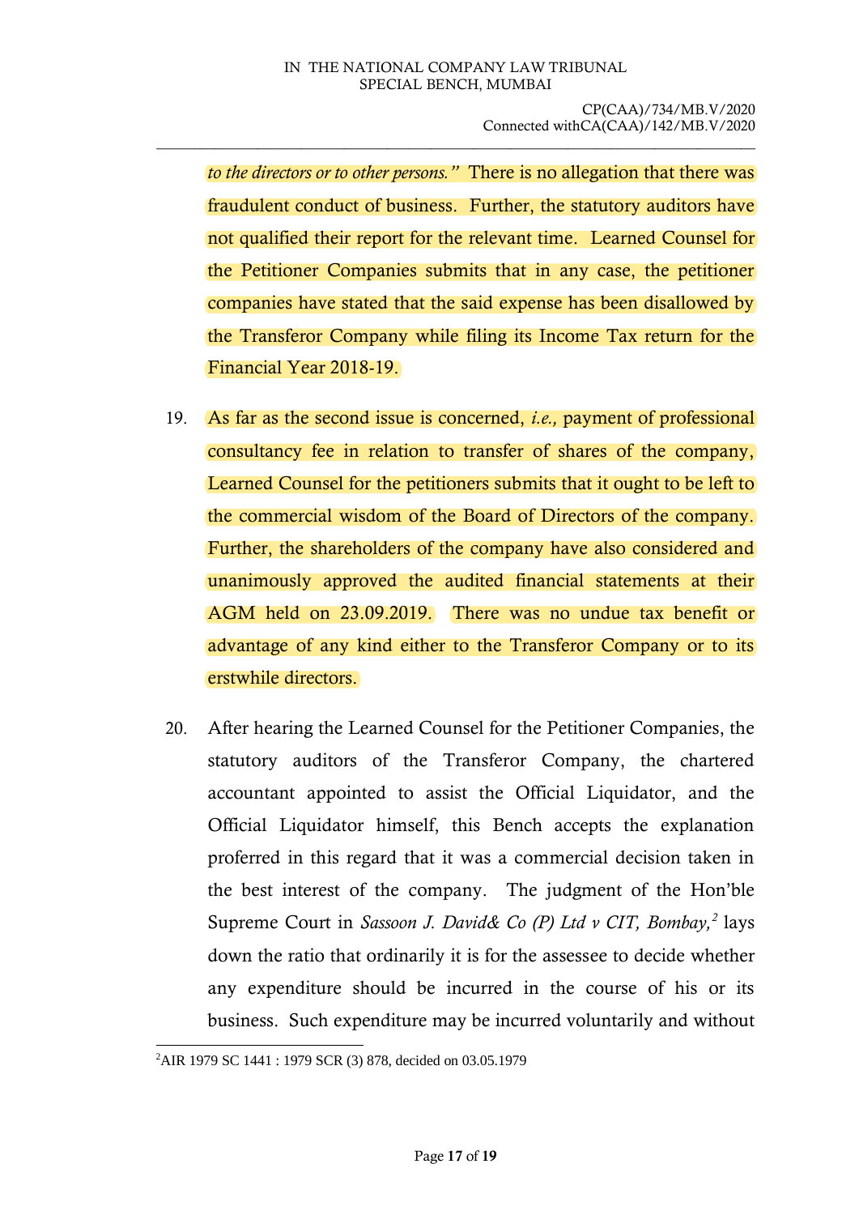*to the directors or to other persons."* There is no allegation that there was fraudulent conduct of business. Further, the statutory auditors have not qualified their report for the relevant time. Learned Counsel for the Petitioner Companies submits that in any case, the petitioner companies have stated that the said expense has been disallowed by the Transferor Company while filing its Income Tax return for the Financial Year 2018-19.

19. As far as the second issue is concerned, *i.e.,* payment of professional consultancy fee in relation to transfer of shares of the company, Learned Counsel for the petitioners submits that it ought to be left to the commercial wisdom of the Board of Directors of the company. Further, the shareholders of the company have also considered and unanimously approved the audited financial statements at their AGM held on 23.09.2019. There was no undue tax benefit or advantage of any kind either to the Transferor Company or to its erstwhile directors.

20. After hearing the Learned Counsel for the Petitioner Companies, the statutory auditors of the Transferor Company, the chartered accountant appointed to assist the Official Liquidator, and the Official Liquidator himself, this Bench accepts the explanation proferred in this regard that it was a commercial decision taken in the best interest of the company. The judgment of the Hon'ble Supreme Court in *Sassoon J. David& Co (P) Ltd v CIT, Bombay,*[2] lays down the ratio that ordinarily it is for the assessee to decide whether any expenditure should be incurred in the course of his or its business. Such expenditure may be incurred voluntarily and without

[2] AIR 1979 SC 1441 : 1979 SCR (3) 878, decided on 03.05.1979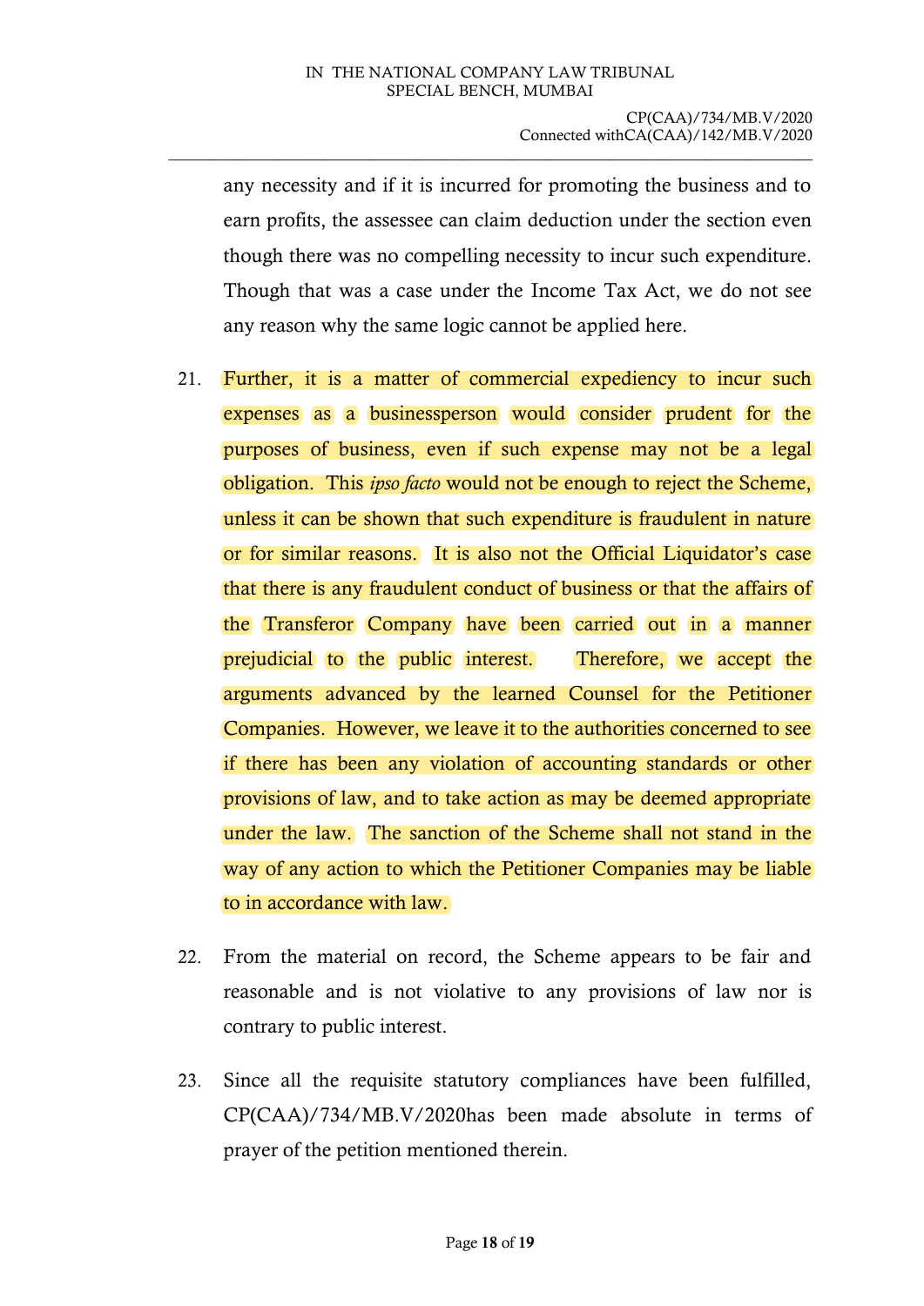any necessity and if it is incurred for promoting the business and to earn profits, the assessee can claim deduction under the section even though there was no compelling necessity to incur such expenditure. Though that was a case under the Income Tax Act, we do not see any reason why the same logic cannot be applied here.

21. Further, it is a matter of commercial expediency to incur such expenses as a businessperson would consider prudent for the purposes of business, even if such expense may not be a legal obligation. This *ipso facto* would not be enough to reject the Scheme, unless it can be shown that such expenditure is fraudulent in nature or for similar reasons. It is also not the Official Liquidator's case that there is any fraudulent conduct of business or that the affairs of the Transferor Company have been carried out in a manner prejudicial to the public interest. Therefore, we accept the arguments advanced by the learned Counsel for the Petitioner Companies. However, we leave it to the authorities concerned to see if there has been any violation of accounting standards or other provisions of law, and to take action as may be deemed appropriate under the law. The sanction of the Scheme shall not stand in the way of any action to which the Petitioner Companies may be liable to in accordance with law.

22. From the material on record, the Scheme appears to be fair and reasonable and is not violative to any provisions of law nor is contrary to public interest.

23. Since all the requisite statutory compliances have been fulfilled, CP(CAA)/734/MB.V/2020has been made absolute in terms of prayer of the petition mentioned therein.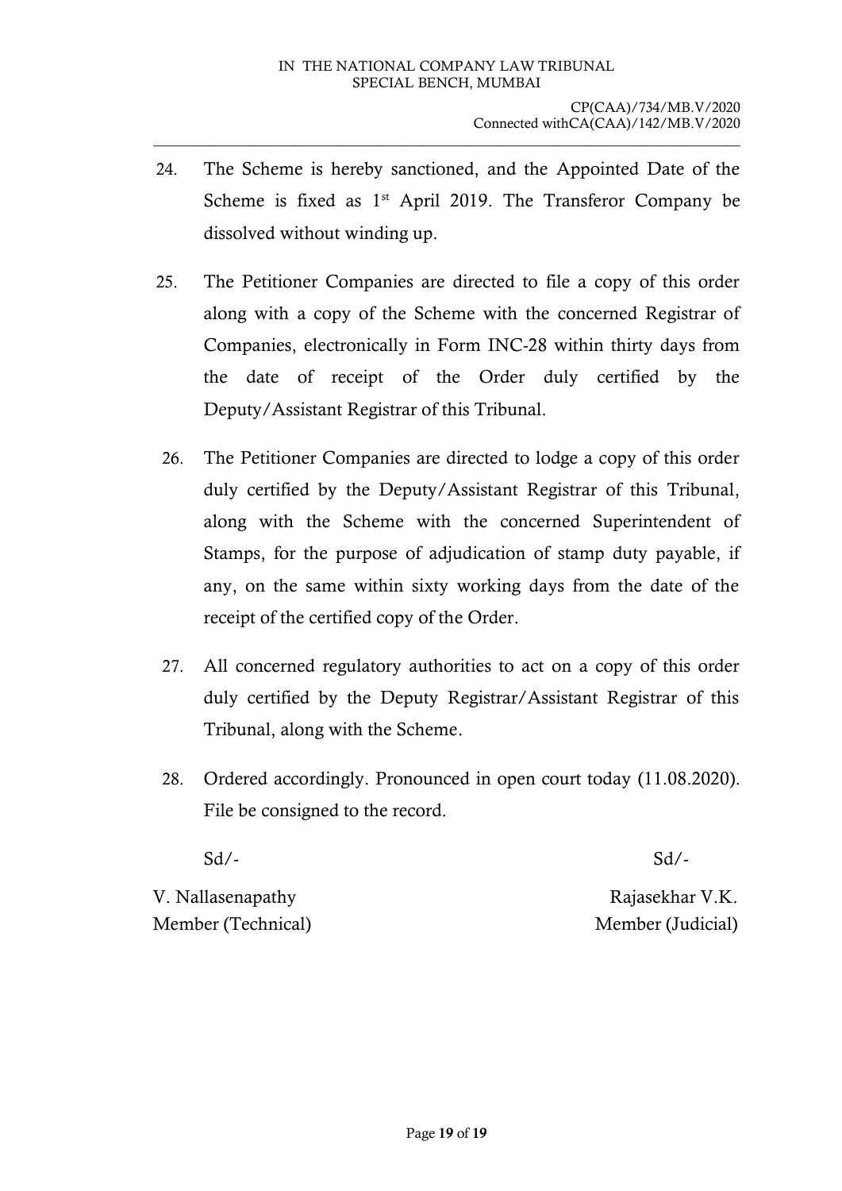24. The Scheme is hereby sanctioned, and the Appointed Date of the Scheme is fixed as 1st April 2019. The Transferor Company be dissolved without winding up.

25. The Petitioner Companies are directed to file a copy of this order along with a copy of the Scheme with the concerned Registrar of Companies, electronically in Form INC-28 within thirty days from the date of receipt of the Order duly certified by the Deputy/Assistant Registrar of this Tribunal.

26. The Petitioner Companies are directed to lodge a copy of this order duly certified by the Deputy/Assistant Registrar of this Tribunal, along with the Scheme with the concerned Superintendent of Stamps, for the purpose of adjudication of stamp duty payable, if any, on the same within sixty working days from the date of the receipt of the certified copy of the Order.

27. All concerned regulatory authorities to act on a copy of this order duly certified by the Deputy Registrar/Assistant Registrar of this Tribunal, along with the Scheme.

28. Ordered accordingly. Pronounced in open court today (11.08.2020). File be consigned to the record.

Sd/-

V. Nallasenapathy
Member (Technical)

Sd/-

Rajasekhar V.K.
Member (Judicial)